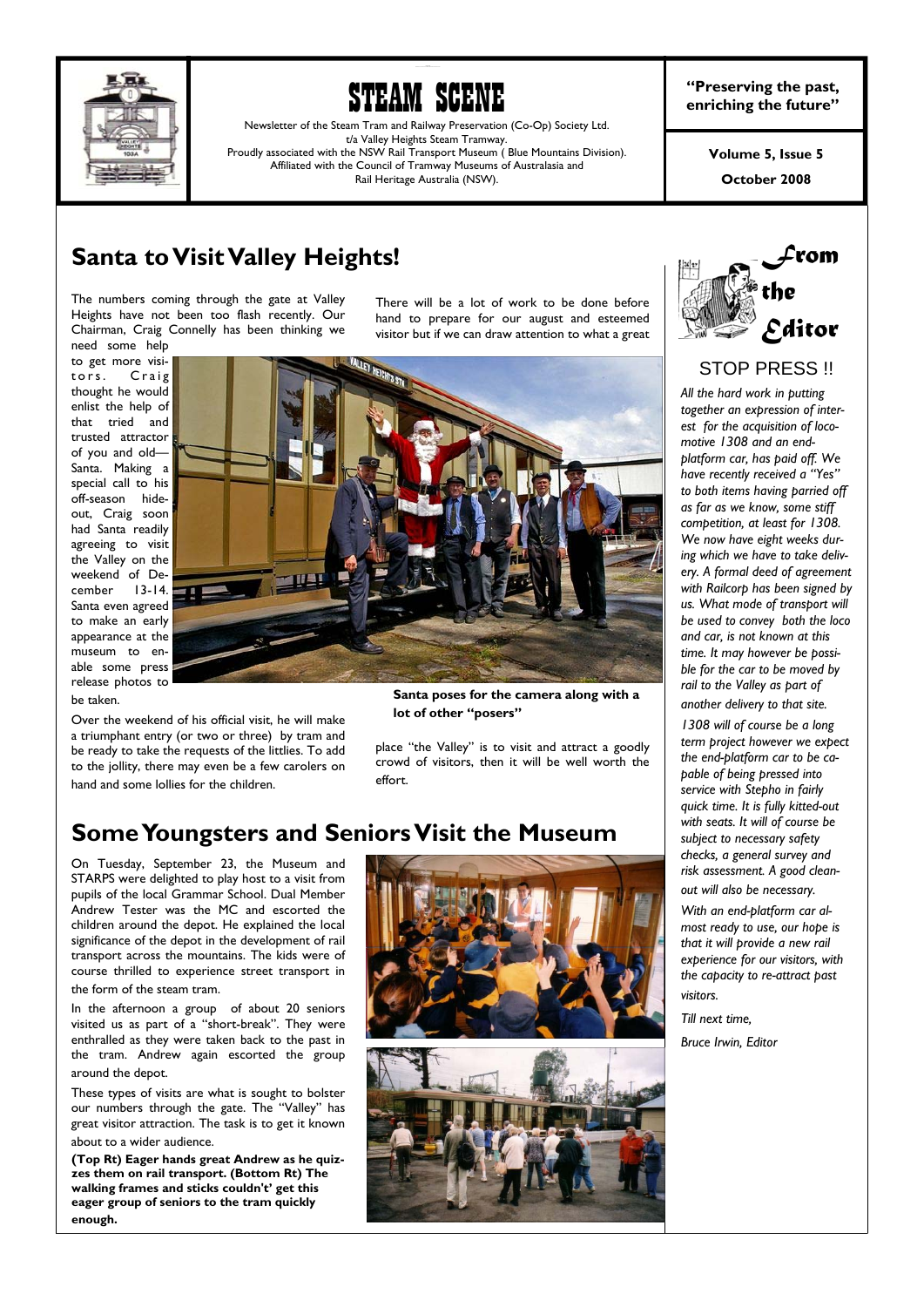# STEAM SCENE

Newsletter of the Steam Tram and Railway Preservation (Co-Op) Society Ltd.
t/a Valley Heights Steam Tramway.
Proudly associated with the NSW Rail Transport Museum ( Blue Mountains Division).
Affiliated with the Council of Tramway Museums of Australasia and
Rail Heritage Australia (NSW).

**"Preserving the past, enriching the future"**

**Volume 5, Issue 5**

**October 2008**

## Santa to Visit Valley Heights!

The numbers coming through the gate at Valley Heights have not been too flash recently. Our Chairman, Craig Connelly has been thinking we need some help to get more visitors. Craig thought he would enlist the help of that tried and trusted attractor of you and old—Santa. Making a special call to his off-season hide-out, Craig soon had Santa readily agreeing to visit the Valley on the weekend of December 13-14. Santa even agreed to make an early appearance at the museum to enable some press release photos to be taken.

Over the weekend of his official visit, he will make a triumphant entry (or two or three) by tram and be ready to take the requests of the littlies. To add to the jollity, there may even be a few carolers on hand and some lollies for the children.

There will be a lot of work to be done before hand to prepare for our august and esteemed visitor but if we can draw attention to what a great place "the Valley" is to visit and attract a goodly crowd of visitors, then it will be well worth the effort.

**Santa poses for the camera along with a lot of other "posers"**

## Some Youngsters and Seniors Visit the Museum

On Tuesday, September 23, the Museum and STARPS were delighted to play host to a visit from pupils of the local Grammar School. Dual Member Andrew Tester was the MC and escorted the children around the depot. He explained the local significance of the depot in the development of rail transport across the mountains. The kids were of course thrilled to experience street transport in the form of the steam tram.

In the afternoon a group of about 20 seniors visited us as part of a "short-break". They were enthralled as they were taken back to the past in the tram. Andrew again escorted the group around the depot.

These types of visits are what is sought to bolster our numbers through the gate. The "Valley" has great visitor attraction. The task is to get it known about to a wider audience.

**(Top Rt) Eager hands great Andrew as he quizzes them on rail transport. (Bottom Rt) The walking frames and sticks couldn't' get this eager group of seniors to the tram quickly enough.**

## From the Editor

### STOP PRESS !!

*All the hard work in putting together an expression of interest for the acquisition of locomotive 1308 and an end-platform car, has paid off. We have recently received a "Yes" to both items having parried off as far as we know, some stiff competition, at least for 1308. We now have eight weeks during which we have to take delivery. A formal deed of agreement with Railcorp has been signed by us. What mode of transport will be used to convey both the loco and car, is not known at this time. It may however be possible for the car to be moved by rail to the Valley as part of another delivery to that site.*

*1308 will of course be a long term project however we expect the end-platform car to be capable of being pressed into service with Stepho in fairly quick time. It is fully kitted-out with seats. It will of course be subject to necessary safety checks, a general survey and risk assessment. A good clean-out will also be necessary.*

*With an end-platform car almost ready to use, our hope is that it will provide a new rail experience for our visitors, with the capacity to re-attract past visitors.*

*Till next time,*

*Bruce Irwin, Editor*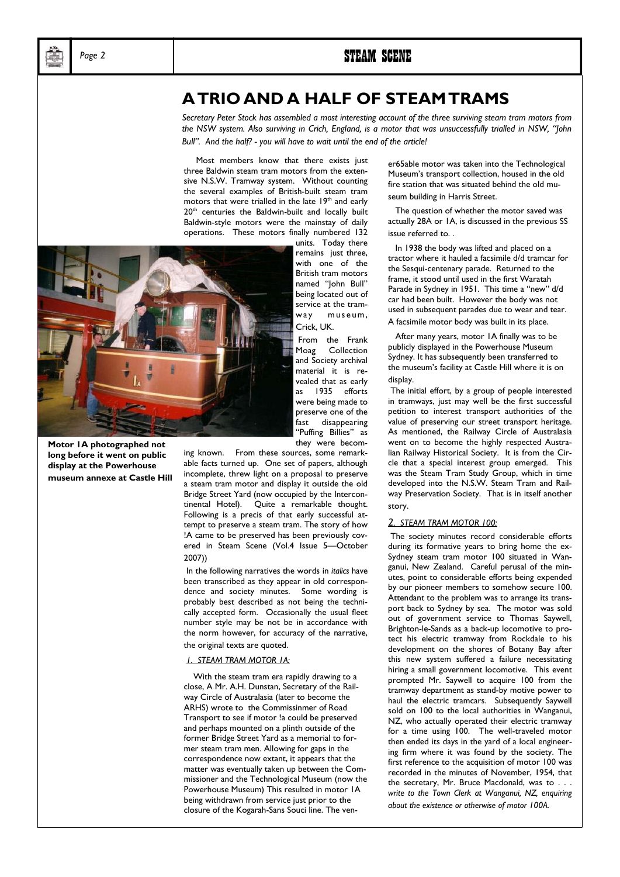# A TRIO AND A HALF OF STEAM TRAMS

*Secretary Peter Stock has assembled a most interesting account of the three surviving steam tram motors from the NSW system. Also surviving in Crich, England, is a motor that was unsuccessfully trialled in NSW, "John Bull". And the half? - you will have to wait until the end of the article!*

Most members know that there exists just three Baldwin steam tram motors from the extensive N.S.W. Tramway system. Without counting the several examples of British-built steam tram motors that were trialled in the late 19th and early 20th centuries the Baldwin-built and locally built Baldwin-style motors were the mainstay of daily operations. These motors finally numbered 132 units. Today there remains just three, with one of the British tram motors named "John Bull" being located out of service at the tramway museum, Crick, UK.

From the Frank Moag Collection and Society archival material it is revealed that as early as 1935 efforts were being made to preserve one of the fast disappearing "Puffing Billies" as they were becoming known. From these sources, some remarkable facts turned up. One set of papers, although incomplete, threw light on a proposal to preserve a steam tram motor and display it outside the old Bridge Street Yard (now occupied by the Intercontinental Hotel). Quite a remarkable thought. Following is a precis of that early successful attempt to preserve a steam tram. The story of how !A came to be preserved has been previously covered in Steam Scene (Vol.4 Issue 5—October 2007))

**Motor 1A photographed not long before it went on public display at the Powerhouse museum annexe at Castle Hill**

In the following narratives the words in *italics* have been transcribed as they appear in old correspondence and society minutes. Some wording is probably best described as not being the technically accepted form. Occasionally the usual fleet number style may be not be in accordance with the norm however, for accuracy of the narrative, the original texts are quoted.

## 1. STEAM TRAM MOTOR 1A:

With the steam tram era rapidly drawing to a close, A Mr. A.H. Dunstan, Secretary of the Railway Circle of Australasia (later to become the ARHS) wrote to the Commissinmer of Road Transport to see if motor !a could be preserved and perhaps mounted on a plinth outside of the former Bridge Street Yard as a memorial to former steam tram men. Allowing for gaps in the correspondence now extant, it appears that the matter was eventually taken up between the Commissioner and the Technological Museum (now the Powerhouse Museum) This resulted in motor 1A being withdrawn from service just prior to the closure of the Kogarah-Sans Souci line. The vener65able motor was taken into the Technological Museum's transport collection, housed in the old fire station that was situated behind the old museum building in Harris Street.

The question of whether the motor saved was actually 28A or 1A, is discussed in the previous SS issue referred to. .

In 1938 the body was lifted and placed on a tractor where it hauled a facsimile d/d tramcar for the Sesqui-centenary parade. Returned to the frame, it stood until used in the first Waratah Parade in Sydney in 1951. This time a "new" d/d car had been built. However the body was not used in subsequent parades due to wear and tear. A facsimile motor body was built in its place.

After many years, motor 1A finally was to be publicly displayed in the Powerhouse Museum Sydney. It has subsequently been transferred to the museum's facility at Castle Hill where it is on display.

The initial effort, by a group of people interested in tramways, just may well be the first successful petition to interest transport authorities of the value of preserving our street transport heritage. As mentioned, the Railway Circle of Australasia went on to become the highly respected Australian Railway Historical Society. It is from the Circle that a special interest group emerged. This was the Steam Tram Study Group, which in time developed into the N.S.W. Steam Tram and Railway Preservation Society. That is in itself another story.

## 2. STEAM TRAM MOTOR 100:

The society minutes record considerable efforts during its formative years to bring home the ex-Sydney steam tram motor 100 situated in Wanganui, New Zealand. Careful perusal of the minutes, point to considerable efforts being expended by our pioneer members to somehow secure 100. Attendant to the problem was to arrange its transport back to Sydney by sea. The motor was sold out of government service to Thomas Saywell, Brighton-le-Sands as a back-up locomotive to protect his electric tramway from Rockdale to his development on the shores of Botany Bay after this new system suffered a failure necessitating hiring a small government locomotive. This event prompted Mr. Saywell to acquire 100 from the tramway department as stand-by motive power to haul the electric tramcars. Subsequently Saywell sold on 100 to the local authorities in Wanganui, NZ, who actually operated their electric tramway for a time using 100. The well-traveled motor then ended its days in the yard of a local engineering firm where it was found by the society. The first reference to the acquisition of motor 100 was recorded in the minutes of November, 1954, that the secretary, Mr. Bruce Macdonald, was to . . . *write to the Town Clerk at Wanganui, NZ, enquiring about the existence or otherwise of motor 100A.*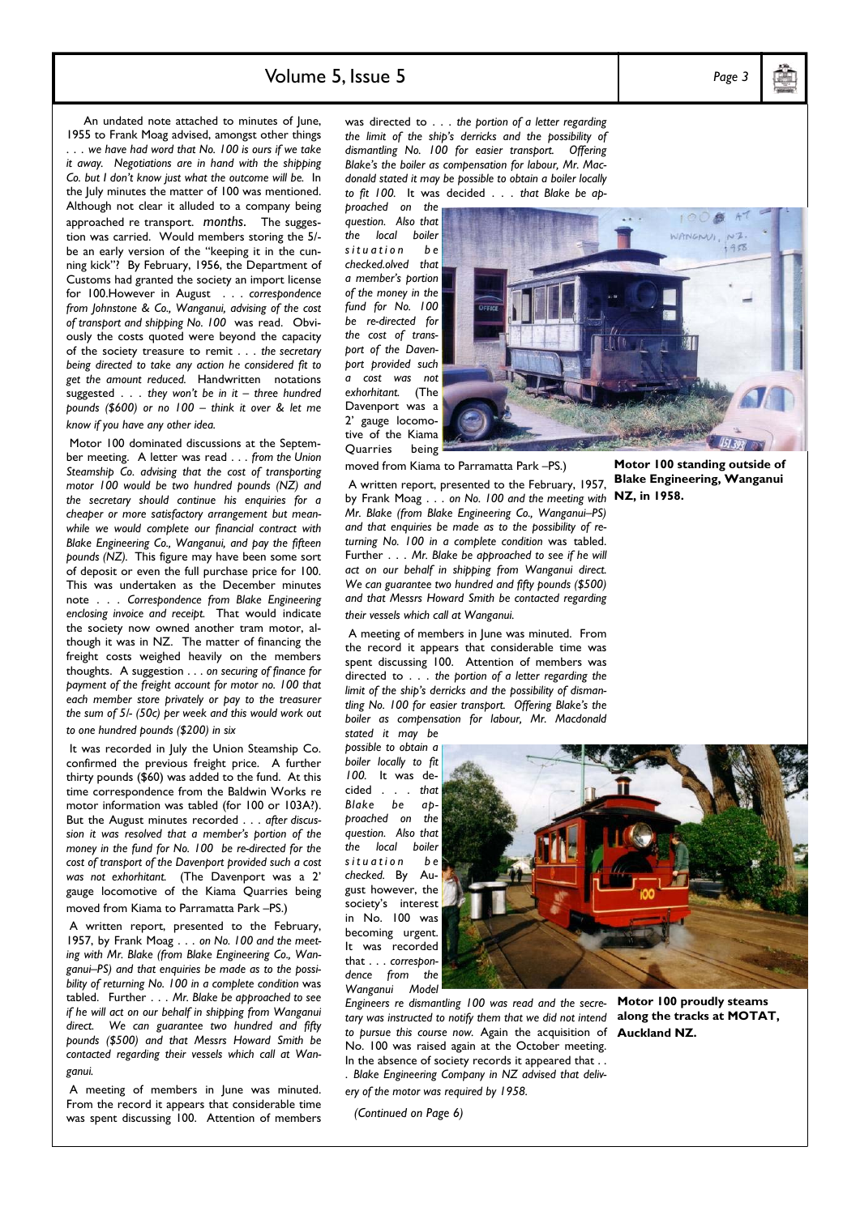An undated note attached to minutes of June, 1955 to Frank Moag advised, amongst other things *. . . we have had word that No. 100 is ours if we take it away. Negotiations are in hand with the shipping Co. but I don't know just what the outcome will be.* In the July minutes the matter of 100 was mentioned. Although not clear it alluded to a company being approached re transport. *months.* The suggestion was carried. Would members storing the 5/- be an early version of the "keeping it in the cunning kick"? By February, 1956, the Department of Customs had granted the society an import license for 100.However in August . . . *correspondence from Johnstone & Co., Wanganui, advising of the cost of transport and shipping No. 100 was read.* Obviously the costs quoted were beyond the capacity of the society treasure to remit . . . *the secretary being directed to take any action he considered fit to get the amount reduced.* Handwritten notations suggested . . . *they won't be in it – three hundred pounds ($600) or no 100 – think it over & let me know if you have any other idea.*

Motor 100 dominated discussions at the September meeting. A letter was read . . . *from the Union Steamship Co. advising that the cost of transporting motor 100 would be two hundred pounds (NZ) and the secretary should continue his enquiries for a cheaper or more satisfactory arrangement but meanwhile we would complete our financial contract with Blake Engineering Co., Wanganui, and pay the fifteen pounds (NZ).* This figure may have been some sort of deposit or even the full purchase price for 100. This was undertaken as the December minutes note . . . *Correspondence from Blake Engineering enclosing invoice and receipt.* That would indicate the society now owned another tram motor, although it was in NZ. The matter of financing the freight costs weighed heavily on the members thoughts. A suggestion . . . *on securing of finance for payment of the freight account for motor no. 100 that each member store privately or pay to the treasurer the sum of 5/- (50c) per week and this would work out to one hundred pounds ($200) in six*

It was recorded in July the Union Steamship Co. confirmed the previous freight price. A further thirty pounds ($60) was added to the fund. At this time correspondence from the Baldwin Works re motor information was tabled (for 100 or 103A?). But the August minutes recorded . . . *after discussion it was resolved that a member's portion of the money in the fund for No. 100 be re-directed for the cost of transport of the Davenport provided such a cost was not exhorhitant.* (The Davenport was a 2' gauge locomotive of the Kiama Quarries being moved from Kiama to Parramatta Park –PS.)

A written report, presented to the February, 1957, by Frank Moag . . . *on No. 100 and the meeting with Mr. Blake (from Blake Engineering Co., Wanganui–PS) and that enquiries be made as to the possibility of returning No. 100 in a complete condition* was tabled. Further . . . *Mr. Blake be approached to see if he will act on our behalf in shipping from Wanganui direct. We can guarantee two hundred and fifty pounds ($500) and that Messrs Howard Smith be contacted regarding their vessels which call at Wanganui.*

A meeting of members in June was minuted. From the record it appears that considerable time was spent discussing 100. Attention of members was directed to . . . *the portion of a letter regarding the limit of the ship's derricks and the possibility of dismantling No. 100 for easier transport. Offering Blake's the boiler as compensation for labour, Mr. Macdonald stated it may be possible to obtain a boiler locally to fit 100.* It was decided . . . *that Blake be approached on the question. Also that the local boiler situation be checked.olved that a member's portion of the money in the fund for No. 100 be re-directed for the cost of transport of the Davenport provided such a cost was not exhorhitant.* (The Davenport was a 2' gauge locomotive of the Kiama Quarries being moved from Kiama to Parramatta Park –PS.)

**Motor 100 standing outside of Blake Engineering, Wanganui NZ, in 1958.**

A written report, presented to the February, 1957, by Frank Moag . . . *on No. 100 and the meeting with Mr. Blake (from Blake Engineering Co., Wanganui–PS) and that enquiries be made as to the possibility of returning No. 100 in a complete condition* was tabled. Further . . . *Mr. Blake be approached to see if he will act on our behalf in shipping from Wanganui direct. We can guarantee two hundred and fifty pounds ($500) and that Messrs Howard Smith be contacted regarding their vessels which call at Wanganui.*

A meeting of members in June was minuted. From the record it appears that considerable time was spent discussing 100. Attention of members was directed to . . . *the portion of a letter regarding the limit of the ship's derricks and the possibility of dismantling No. 100 for easier transport. Offering Blake's the boiler as compensation for labour, Mr. Macdonald stated it may be possible to obtain a boiler locally to fit 100.* It was decided . . . *that Blake be approached on the question. Also that the local boiler situation be checked.* By August however, the society's interest in No. 100 was becoming urgent. It was recorded that . . . *correspondence from the Wanganui Model Engineers re dismantling 100 was read and the secretary was instructed to notify them that we did not intend to pursue this course now.* Again the acquisition of No. 100 was raised again at the October meeting. In the absence of society records it appeared that . . . *Blake Engineering Company in NZ advised that delivery of the motor was required by 1958.*

**Motor 100 proudly steams along the tracks at MOTAT, Auckland NZ.**

*(Continued on Page 6)*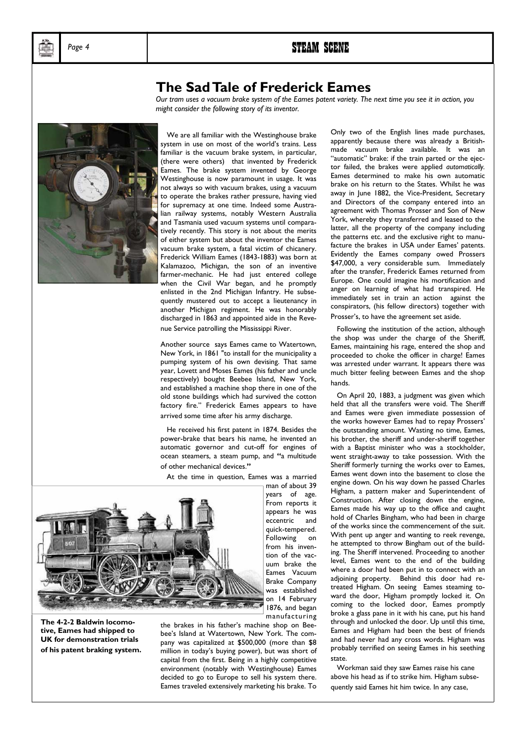## The Sad Tale of Frederick Eames

*Our tram uses a vacuum brake system of the Eames patent variety. The next time you see it in action, you might consider the following story of its inventor.*

We are all familiar with the Westinghouse brake system in use on most of the world's trains. Less familiar is the vacuum brake system, in particular, (there were others) that invented by Frederick Eames. The brake system invented by George Westinghouse is now paramount in usage. It was not always so with vacuum brakes, using a vacuum to operate the brakes rather pressure, having vied for supremacy at one time. Indeed some Australian railway systems, notably Western Australia and Tasmania used vacuum systems until comparatively recently. This story is not about the merits of either system but about the inventor the Eames vacuum brake system, a fatal victim of chicanery. Frederick William Eames (1843-1883) was born at Kalamazoo, Michigan, the son of an inventive farmer-mechanic. He had just entered college when the Civil War began, and he promptly enlisted in the 2nd Michigan Infantry. He subsequently mustered out to accept a lieutenancy in another Michigan regiment. He was honorably discharged in 1863 and appointed aide in the Revenue Service patrolling the Mississippi River.

Another source says Eames came to Watertown, New York, in 1861 "to install for the municipality a pumping system of his own devising. That same year, Lovett and Moses Eames (his father and uncle respectively) bought Beebee Island, New York, and established a machine shop there in one of the old stone buildings which had survived the cotton factory fire." Frederick Eames appears to have arrived some time after his army discharge.

He received his first patent in 1874. Besides the power-brake that bears his name, he invented an automatic governor and cut-off for engines of ocean steamers, a steam pump, and "a multitude of other mechanical devices."

At the time in question, Eames was a married man of about 39 years of age. From reports it appears he was eccentric and quick-tempered. Following on from his invention of the vacuum brake the Eames Vacuum Brake Company was established on 14 February 1876, and began manufacturing the brakes in his father's machine shop on Beebee's Island at Watertown, New York. The company was capitalized at $500,000 (more than $8 million in today's buying power), but was short of capital from the first. Being in a highly competitive environment (notably with Westinghouse) Eames decided to go to Europe to sell his system there. Eames traveled extensively marketing his brake. To

**The 4-2-2 Baldwin locomotive, Eames had shipped to UK for demonstration trials of his patent braking system.**

Only two of the English lines made purchases, apparently because there was already a British-made vacuum brake available. It was an "automatic" brake: if the train parted or the ejector failed, the brakes were applied *automatically*. Eames determined to make his own automatic brake on his return to the States. Whilst he was away in June 1882, the Vice-President, Secretary and Directors of the company entered into an agreement with Thomas Prosser and Son of New York, whereby they transferred and leased to the latter, all the property of the company including the patterns etc. and the exclusive right to manufacture the brakes in USA under Eames' patents. Evidently the Eames company owed Prossers $47,000, a very considerable sum. Immediately after the transfer, Frederick Eames returned from Europe. One could imagine his mortification and anger on learning of what had transpired. He immediately set in train an action against the conspirators, (his fellow directors) together with Prosser's, to have the agreement set aside.

Following the institution of the action, although the shop was under the charge of the Sheriff, Eames, maintaining his rage, entered the shop and proceeded to choke the officer in charge! Eames was arrested under warrant. It appears there was much bitter feeling between Eames and the shop hands.

On April 20, 1883, a judgment was given which held that all the transfers were void. The Sheriff and Eames were given immediate possession of the works however Eames had to repay Prossers' the outstanding amount. Wasting no time, Eames, his brother, the sheriff and under-sheriff together with a Baptist minister who was a stockholder, went straight-away to take possession. With the Sheriff formerly turning the works over to Eames, Eames went down into the basement to close the engine down. On his way down he passed Charles Higham, a pattern maker and Superintendent of Construction. After closing down the engine, Eames made his way up to the office and caught hold of Charles Bingham, who had been in charge of the works since the commencement of the suit. With pent up anger and wanting to reek revenge, he attempted to throw Bingham out of the building. The Sheriff intervened. Proceeding to another level, Eames went to the end of the building where a door had been put in to connect with an adjoining property. Behind this door had retreated Higham. On seeing Eames steaming toward the door, Higham promptly locked it. On coming to the locked door, Eames promptly broke a glass pane in it with his cane, put his hand through and unlocked the door. Up until this time, Eames and Higham had been the best of friends and had never had any cross words. Higham was probably terrified on seeing Eames in his seething state.

Workman said they saw Eames raise his cane above his head as if to strike him. Higham subsequently said Eames hit him twice. In any case,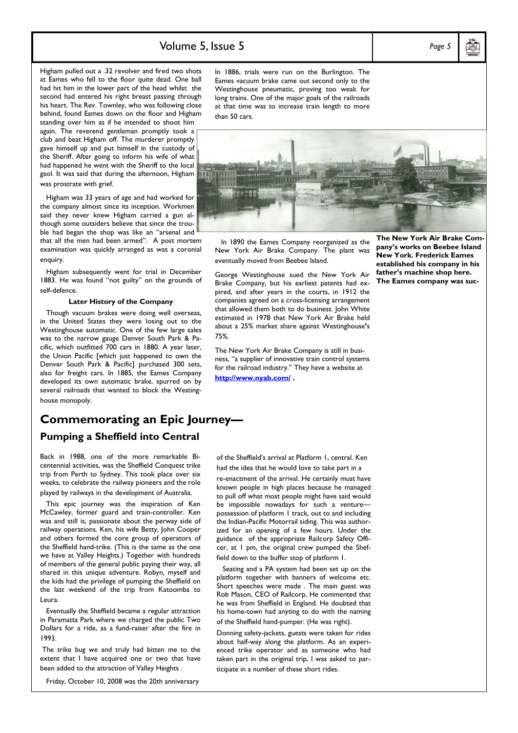Higham pulled out a .32 revolver and fired two shots at Eames who fell to the floor quite dead. One ball had hit him in the lower part of the head whilst the second had entered his right breast passing through his heart. The Rev. Townley, who was following close behind, found Eames down on the floor and Higham standing over him as if he intended to shoot him again. The reverend gentleman promptly took a club and beat Higham off. The murderer promptly gave himself up and put himself in the custody of the Sheriff. After going to inform his wife of what had happened he went with the Sheriff to the local gaol. It was said that during the afternoon, Higham was prostrate with grief.

Higham was 33 years of age and had worked for the company almost since its inception. Workmen said they never knew Higham carried a gun although some outsiders believe that since the trouble had began the shop was like an "arsenal and that all the men had been armed". A post mortem examination was quickly arranged as was a coronial enquiry.

Higham subsequently went for trial in December 1883. He was found "not guilty" on the grounds of self-defence.

### Later History of the Company

Though vacuum brakes were doing well overseas, in the United States they were losing out to the Westinghouse automatic. One of the few large sales was to the narrow gauge Denver South Park & Pacific, which outfitted 700 cars in 1880. A year later, the Union Pacific [which just happened to own the Denver South Park & Pacific] purchased 300 sets, also for freight cars. In 1885, the Eames Company developed its own automatic brake, spurred on by several railroads that wanted to block the Westinghouse monopoly.

In 1886, trials were run on the Burlington. The Eames vacuum brake came out second only to the Westinghouse pneumatic, proving too weak for long trains. One of the major goals of the railroads at that time was to increase train length to more than 50 cars.

In 1890 the Eames Company reorganized as the New York Air Brake Company. The plant was eventually moved from Beebee Island.

George Westinghouse sued the New York Air Brake Company, but his earliest patents had expired, and after years in the courts, in 1912 the companies agreed on a cross-licensing arrangement that allowed them both to do business. John White estimated in 1978 that New York Air Brake held about a 25% market share against Westinghouse's 75%.

The New York Air Brake Company is still in business, "a supplier of innovative train control systems for the railroad industry." They have a website at **http://www.nyab.com/** .

**The New York Air Brake Company's works on Beebee Island New York. Frederick Eames established his company in his father's machine shop here. The Eames company was suc-**

## Commemorating an Epic Journey—

### Pumping a Sheffield into Central

Back in 1988, one of the more remarkable Bicentennial activities, was the Sheffield Conquest trike trip from Perth to Sydney. This took place over six weeks, to celebrate the railway pioneers and the role played by railways in the development of Australia.

This epic journey was the inspiration of Ken McCawley, former guard and train-controller. Ken was and still is, passionate about the perway side of railway operations. Ken, his wife Betty, John Cooper and others formed the core group of operators of the Sheffield hand-trike. (This is the same as the one we have at Valley Heights.) Together with hundreds of members of the general public paying their way, all shared in this unique adventure. Robyn, myself and the kids had the privilege of pumping the Sheffield on the last weekend of the trip from Katoomba to Leura.

Eventually the Sheffield became a regular attraction in Paramatta Park where we charged the public Two Dollars for a ride, as a fund-raiser after the fire in 1993.

The trike bug we and truly had bitten me to the extent that I have acquired one or two that have been added to the attraction of Valley Heights .

Friday, October 10, 2008 was the 20th anniversary of the Sheffield's arrival at Platform 1, central. Ken had the idea that he would love to take part in a re-enactment of the arrival. He certainly must have known people in high places because he managed to pull off what most people might have said would be impossible nowadays for such a venture—possession of platform 1 track, out to and including the Indian-Pacific Motorrail siding. This was authorized for an opening of a few hours. Under the guidance of the appropriate Railcorp Safety Officer, at 1 pm, the original crew pumped the Sheffield down to the buffer stop of platform 1.

Seating and a PA system had been set up on the platform together with banners of welcome etc. Short speeches were made . The main guest was Rob Mason, CEO of Railcorp, He commented that he was from Sheffield in England. He doubted that his home-town had anyting to do with the naming of the Sheffield hand-pumper. (He was right).

Donning safety-jackets, guests were taken for rides about half-way along the platform. As an experienced trike operator and as someone who had taken part in the original trip, I was asked to participate in a number of these short rides.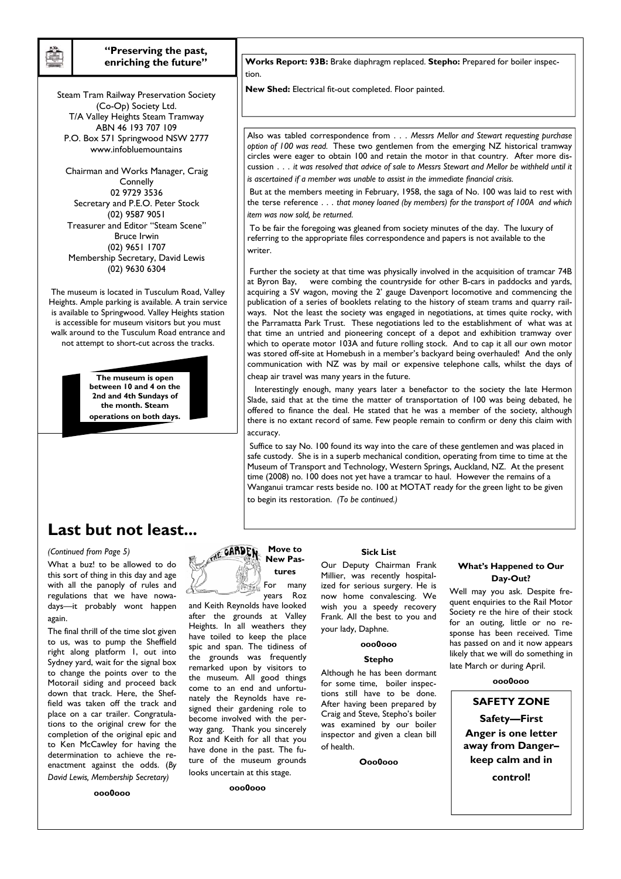**"Preserving the past, enriching the future"**

Steam Tram Railway Preservation Society (Co-Op) Society Ltd.
T/A Valley Heights Steam Tramway
ABN 46 193 707 109
P.O. Box 571 Springwood NSW 2777
www.infobluemountains

Chairman and Works Manager, Craig Connelly
02 9729 3536
Secretary and P.E.O. Peter Stock
(02) 9587 9051
Treasurer and Editor "Steam Scene"
Bruce Irwin
(02) 9651 1707
Membership Secretary, David Lewis
(02) 9630 6304

The museum is located in Tusculum Road, Valley Heights. Ample parking is available. A train service is available to Springwood. Valley Heights station is accessible for museum visitors but you must walk around to the Tusculum Road entrance and not attempt to short-cut across the tracks.

**The museum is open between 10 and 4 on the 2nd and 4th Sundays of the month. Steam operations on both days.**

**Works Report: 93B:** Brake diaphragm replaced. **Stepho:** Prepared for boiler inspection.

**New Shed:** Electrical fit-out completed. Floor painted.

Also was tabled correspondence from . . . *Messrs Mellor and Stewart requesting purchase option of 100 was read.* These two gentlemen from the emerging NZ historical tramway circles were eager to obtain 100 and retain the motor in that country. After more discussion . . . *it was resolved that advice of sale to Messrs Stewart and Mellor be withheld until it is ascertained if a member was unable to assist in the immediate financial crisis.*

But at the members meeting in February, 1958, the saga of No. 100 was laid to rest with the terse reference . . . *that money loaned (by members) for the transport of 100A and which item was now sold, be returned.*

To be fair the foregoing was gleaned from society minutes of the day. The luxury of referring to the appropriate files correspondence and papers is not available to the writer.

Further the society at that time was physically involved in the acquisition of tramcar 74B at Byron Bay, were combing the countryside for other B-cars in paddocks and yards, acquiring a SV wagon, moving the 2' gauge Davenport locomotive and commencing the publication of a series of booklets relating to the history of steam trams and quarry railways. Not the least the society was engaged in negotiations, at times quite rocky, with the Parramatta Park Trust. These negotiations led to the establishment of what was at that time an untried and pioneering concept of a depot and exhibition tramway over which to operate motor 103A and future rolling stock. And to cap it all our own motor was stored off-site at Homebush in a member's backyard being overhauled! And the only communication with NZ was by mail or expensive telephone calls, whilst the days of cheap air travel was many years in the future.

Interestingly enough, many years later a benefactor to the society the late Hermon Slade, said that at the time the matter of transportation of 100 was being debated, he offered to finance the deal. He stated that he was a member of the society, although there is no extant record of same. Few people remain to confirm or deny this claim with accuracy.

Suffice to say No. 100 found its way into the care of these gentlemen and was placed in safe custody. She is in a superb mechanical condition, operating from time to time at the Museum of Transport and Technology, Western Springs, Auckland, NZ. At the present time (2008) no. 100 does not yet have a tramcar to haul. However the remains of a Wanganui tramcar rests beside no. 100 at MOTAT ready for the green light to be given to begin its restoration. *(To be continued.)*

# Last but not least...

*(Continued from Page 5)*

What a buz! to be allowed to do this sort of thing in this day and age with all the panoply of rules and regulations that we have nowadays—it probably wont happen again.

The final thrill of the time slot given to us, was to pump the Sheffield right along platform 1, out into Sydney yard, wait for the signal box to change the points over to the Motorail siding and proceed back down that track. Here, the Sheffield was taken off the track and place on a car trailer. Congratulations to the original crew for the completion of the original epic and to Ken McCawley for having the determination to achieve the re-enactment against the odds. (*By David Lewis, Membership Secretary)*

**ooo0ooo**

**Move to New Pastures**

For many years Roz and Keith Reynolds have looked after the grounds at Valley Heights. In all weathers they have toiled to keep the place spic and span. The tidiness of the grounds was frequently remarked upon by visitors to the museum. All good things come to an end and unfortunately the Reynolds have resigned their gardening role to become involved with the perway gang. Thank you sincerely Roz and Keith for all that you have done in the past. The future of the museum grounds looks uncertain at this stage.

**ooo0ooo**

**Sick List**

Our Deputy Chairman Frank Millier, was recently hospitalized for serious surgery. He is now home convalescing. We wish you a speedy recovery Frank. All the best to you and your lady, Daphne.

**ooo0ooo**

**Stepho**

Although he has been dormant for some time, boiler inspections still have to be done. After having been prepared by Craig and Steve, Stepho's boiler was examined by our boiler inspector and given a clean bill of health.

**Ooo0ooo**

**What's Happened to Our Day-Out?**

Well may you ask. Despite frequent enquiries to the Rail Motor Society re the hire of their stock for an outing, little or no response has been received. Time has passed on and it now appears likely that we will do something in late March or during April.

**ooo0ooo**

**SAFETY ZONE**

**Safety—First**

**Anger is one letter away from Danger– keep calm and in control!**